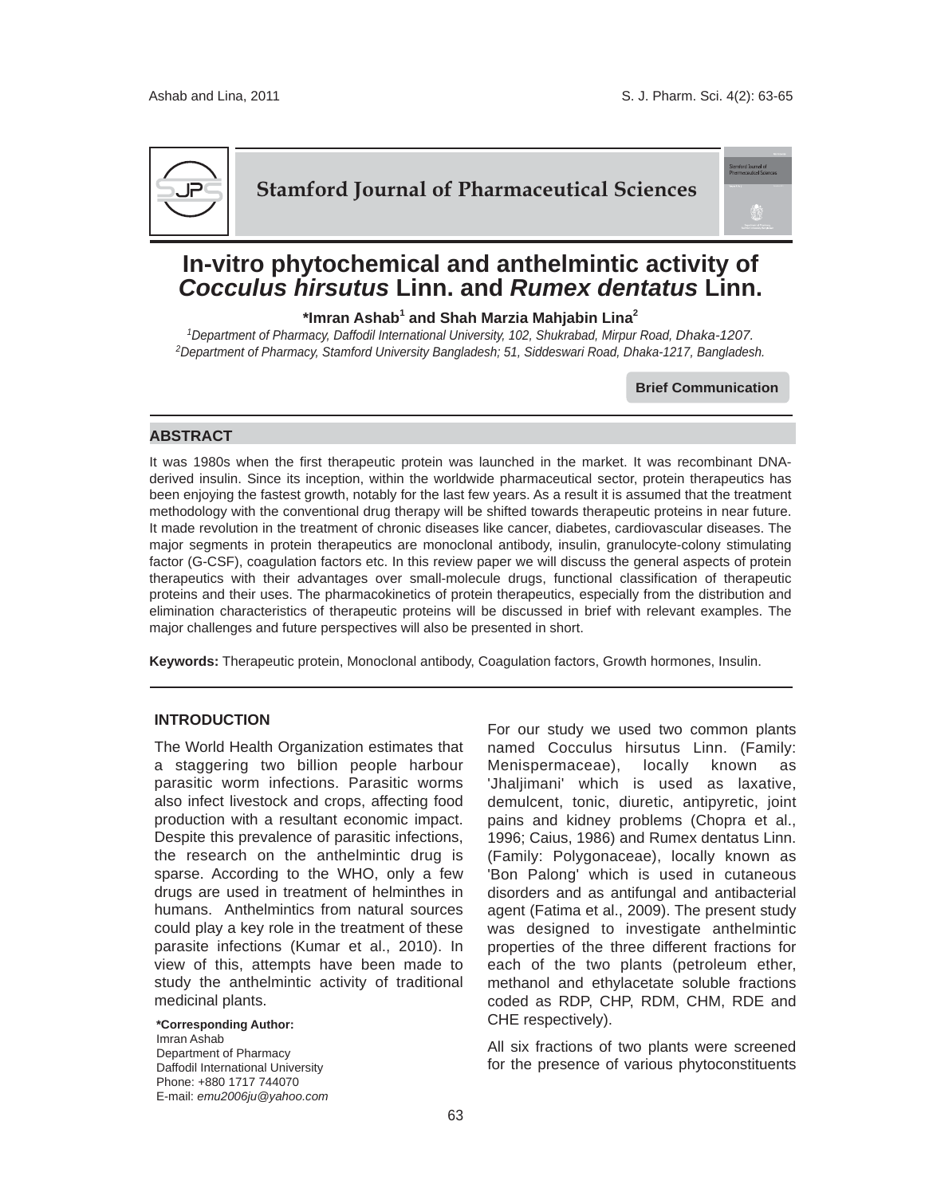# In-vitro phytochemical and anthelmintic activity of *Cocculus hirsutus* Linn. and *Rumex dentatus* Linn.

**\*Imran Ashab[1] and Shah Marzia Mahjabin Lina[2]**

[1]*Department of Pharmacy, Daffodil International University, 102, Shukrabad, Mirpur Road, Dhaka-1207.*
[2]*Department of Pharmacy, Stamford University Bangladesh; 51, Siddeswari Road, Dhaka-1217, Bangladesh.*

**Brief Communication**

## ABSTRACT

It was 1980s when the first therapeutic protein was launched in the market. It was recombinant DNA-derived insulin. Since its inception, within the worldwide pharmaceutical sector, protein therapeutics has been enjoying the fastest growth, notably for the last few years. As a result it is assumed that the treatment methodology with the conventional drug therapy will be shifted towards therapeutic proteins in near future. It made revolution in the treatment of chronic diseases like cancer, diabetes, cardiovascular diseases. The major segments in protein therapeutics are monoclonal antibody, insulin, granulocyte-colony stimulating factor (G-CSF), coagulation factors etc. In this review paper we will discuss the general aspects of protein therapeutics with their advantages over small-molecule drugs, functional classification of therapeutic proteins and their uses. The pharmacokinetics of protein therapeutics, especially from the distribution and elimination characteristics of therapeutic proteins will be discussed in brief with relevant examples. The major challenges and future perspectives will also be presented in short.

**Keywords:** Therapeutic protein, Monoclonal antibody, Coagulation factors, Growth hormones, Insulin.

## INTRODUCTION

The World Health Organization estimates that a staggering two billion people harbour parasitic worm infections. Parasitic worms also infect livestock and crops, affecting food production with a resultant economic impact. Despite this prevalence of parasitic infections, the research on the anthelmintic drug is sparse. According to the WHO, only a few drugs are used in treatment of helminthes in humans. Anthelmintics from natural sources could play a key role in the treatment of these parasite infections (Kumar et al., 2010). In view of this, attempts have been made to study the anthelmintic activity of traditional medicinal plants.

**\*Corresponding Author:**
Imran Ashab
Department of Pharmacy
Daffodil International University
Phone: +880 1717 744070
E-mail: *emu2006ju@yahoo.com*

For our study we used two common plants named Cocculus hirsutus Linn. (Family: Menispermaceae), locally known as 'Jhaljimani' which is used as laxative, demulcent, tonic, diuretic, antipyretic, joint pains and kidney problems (Chopra et al., 1996; Caius, 1986) and Rumex dentatus Linn. (Family: Polygonaceae), locally known as 'Bon Palong' which is used in cutaneous disorders and as antifungal and antibacterial agent (Fatima et al., 2009). The present study was designed to investigate anthelmintic properties of the three different fractions for each of the two plants (petroleum ether, methanol and ethylacetate soluble fractions coded as RDP, CHP, RDM, CHM, RDE and CHE respectively).

All six fractions of two plants were screened for the presence of various phytoconstituents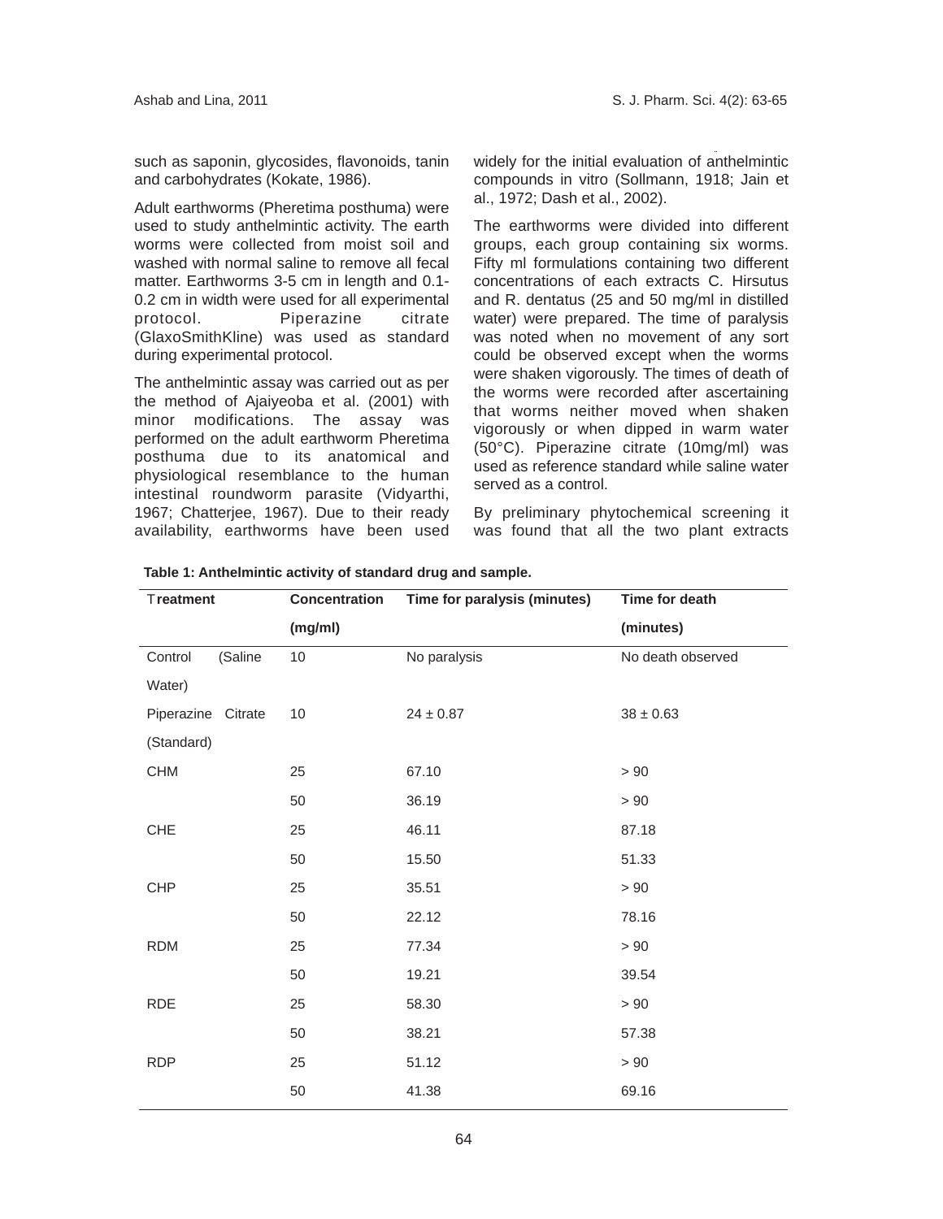such as saponin, glycosides, flavonoids, tanin and carbohydrates (Kokate, 1986).

Adult earthworms (Pheretima posthuma) were used to study anthelmintic activity. The earth worms were collected from moist soil and washed with normal saline to remove all fecal matter. Earthworms 3-5 cm in length and 0.1-0.2 cm in width were used for all experimental protocol. Piperazine citrate (GlaxoSmithKline) was used as standard during experimental protocol.

The anthelmintic assay was carried out as per the method of Ajaiyeoba et al. (2001) with minor modifications. The assay was performed on the adult earthworm Pheretima posthuma due to its anatomical and physiological resemblance to the human intestinal roundworm parasite (Vidyarthi, 1967; Chatterjee, 1967). Due to their ready availability, earthworms have been used widely for the initial evaluation of anthelmintic compounds in vitro (Sollmann, 1918; Jain et al., 1972; Dash et al., 2002).

The earthworms were divided into different groups, each group containing six worms. Fifty ml formulations containing two different concentrations of each extracts C. Hirsutus and R. dentatus (25 and 50 mg/ml in distilled water) were prepared. The time of paralysis was noted when no movement of any sort could be observed except when the worms were shaken vigorously. The times of death of the worms were recorded after ascertaining that worms neither moved when shaken vigorously or when dipped in warm water (50°C). Piperazine citrate (10mg/ml) was used as reference standard while saline water served as a control.

By preliminary phytochemical screening it was found that all the two plant extracts

**Table 1: Anthelmintic activity of standard drug and sample.**

| Treatment | Concentration (mg/ml) | Time for paralysis (minutes) | Time for death (minutes) |
|---|---|---|---|
| Control (Saline Water) | 10 | No paralysis | No death observed |
| Piperazine Citrate (Standard) | 10 | 24 ± 0.87 | 38 ± 0.63 |
| CHM | 25 | 67.10 | > 90 |
| | 50 | 36.19 | > 90 |
| CHE | 25 | 46.11 | 87.18 |
| | 50 | 15.50 | 51.33 |
| CHP | 25 | 35.51 | > 90 |
| | 50 | 22.12 | 78.16 |
| RDM | 25 | 77.34 | > 90 |
| | 50 | 19.21 | 39.54 |
| RDE | 25 | 58.30 | > 90 |
| | 50 | 38.21 | 57.38 |
| RDP | 25 | 51.12 | > 90 |
| | 50 | 41.38 | 69.16 |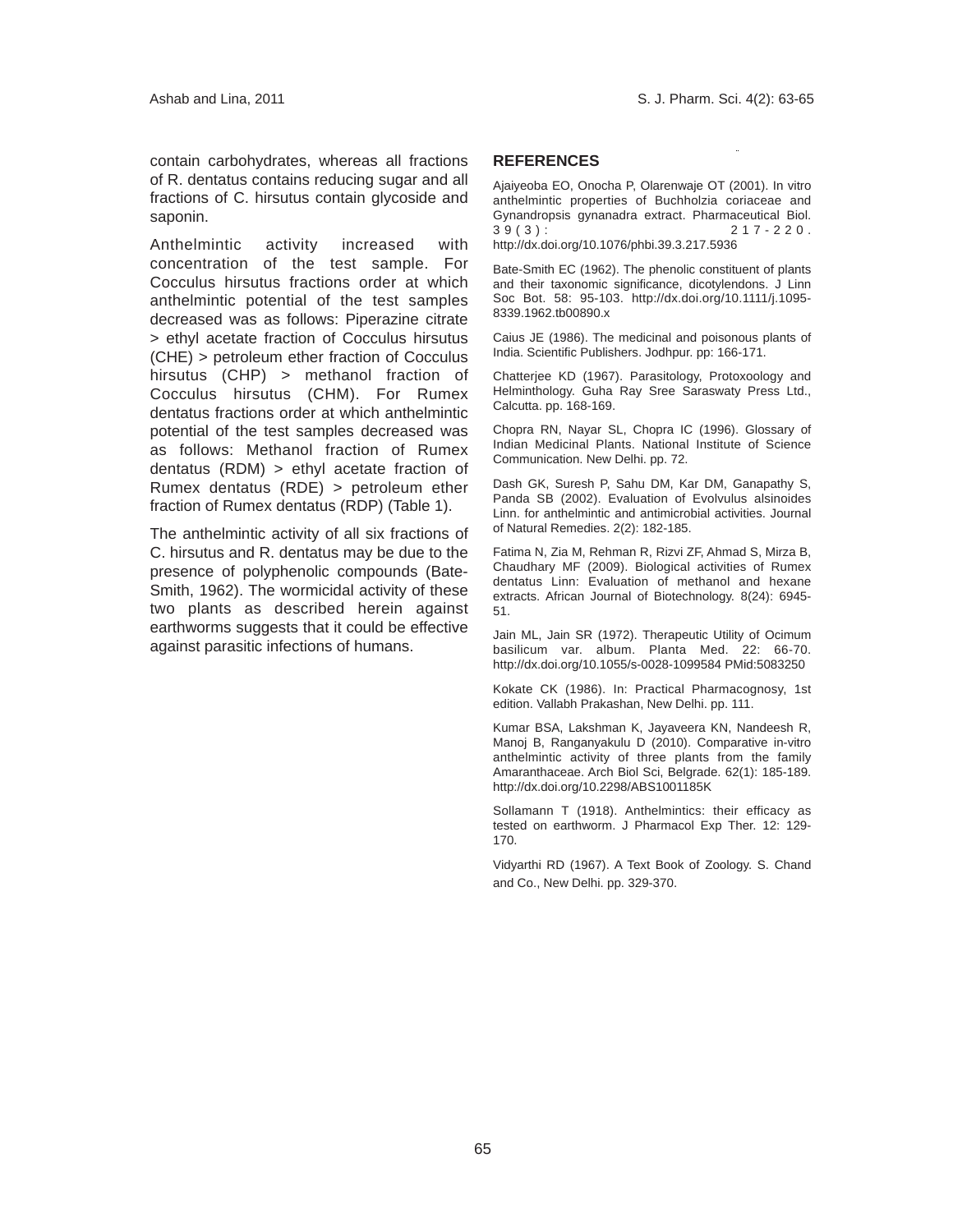contain carbohydrates, whereas all fractions of R. dentatus contains reducing sugar and all fractions of C. hirsutus contain glycoside and saponin.

Anthelmintic activity increased with concentration of the test sample. For Cocculus hirsutus fractions order at which anthelmintic potential of the test samples decreased was as follows: Piperazine citrate > ethyl acetate fraction of Cocculus hirsutus (CHE) > petroleum ether fraction of Cocculus hirsutus (CHP) > methanol fraction of Cocculus hirsutus (CHM). For Rumex dentatus fractions order at which anthelmintic potential of the test samples decreased was as follows: Methanol fraction of Rumex dentatus (RDM) > ethyl acetate fraction of Rumex dentatus (RDE) > petroleum ether fraction of Rumex dentatus (RDP) (Table 1).

The anthelmintic activity of all six fractions of C. hirsutus and R. dentatus may be due to the presence of polyphenolic compounds (Bate-Smith, 1962). The wormicidal activity of these two plants as described herein against earthworms suggests that it could be effective against parasitic infections of humans.

## REFERENCES

Ajaiyeoba EO, Onocha P, Olarenwaje OT (2001). In vitro anthelmintic properties of Buchholzia coriaceae and Gynandropsis gynanadra extract. Pharmaceutical Biol. 39(3): 217-220. http://dx.doi.org/10.1076/phbi.39.3.217.5936

Bate-Smith EC (1962). The phenolic constituent of plants and their taxonomic significance, dicotylendons. J Linn Soc Bot. 58: 95-103. http://dx.doi.org/10.1111/j.1095-8339.1962.tb00890.x

Caius JE (1986). The medicinal and poisonous plants of India. Scientific Publishers. Jodhpur. pp: 166-171.

Chatterjee KD (1967). Parasitology, Protoxoology and Helminthology. Guha Ray Sree Saraswaty Press Ltd., Calcutta. pp. 168-169.

Chopra RN, Nayar SL, Chopra IC (1996). Glossary of Indian Medicinal Plants. National Institute of Science Communication. New Delhi. pp. 72.

Dash GK, Suresh P, Sahu DM, Kar DM, Ganapathy S, Panda SB (2002). Evaluation of Evolvulus alsinoides Linn. for anthelmintic and antimicrobial activities. Journal of Natural Remedies. 2(2): 182-185.

Fatima N, Zia M, Rehman R, Rizvi ZF, Ahmad S, Mirza B, Chaudhary MF (2009). Biological activities of Rumex dentatus Linn: Evaluation of methanol and hexane extracts. African Journal of Biotechnology. 8(24): 6945-51.

Jain ML, Jain SR (1972). Therapeutic Utility of Ocimum basilicum var. album. Planta Med. 22: 66-70. http://dx.doi.org/10.1055/s-0028-1099584 PMid:5083250

Kokate CK (1986). In: Practical Pharmacognosy, 1st edition. Vallabh Prakashan, New Delhi. pp. 111.

Kumar BSA, Lakshman K, Jayaveera KN, Nandeesh R, Manoj B, Ranganyakulu D (2010). Comparative in-vitro anthelmintic activity of three plants from the family Amaranthaceae. Arch Biol Sci, Belgrade. 62(1): 185-189. http://dx.doi.org/10.2298/ABS1001185K

Sollamann T (1918). Anthelmintics: their efficacy as tested on earthworm. J Pharmacol Exp Ther. 12: 129-170.

Vidyarthi RD (1967). A Text Book of Zoology. S. Chand and Co., New Delhi. pp. 329-370.